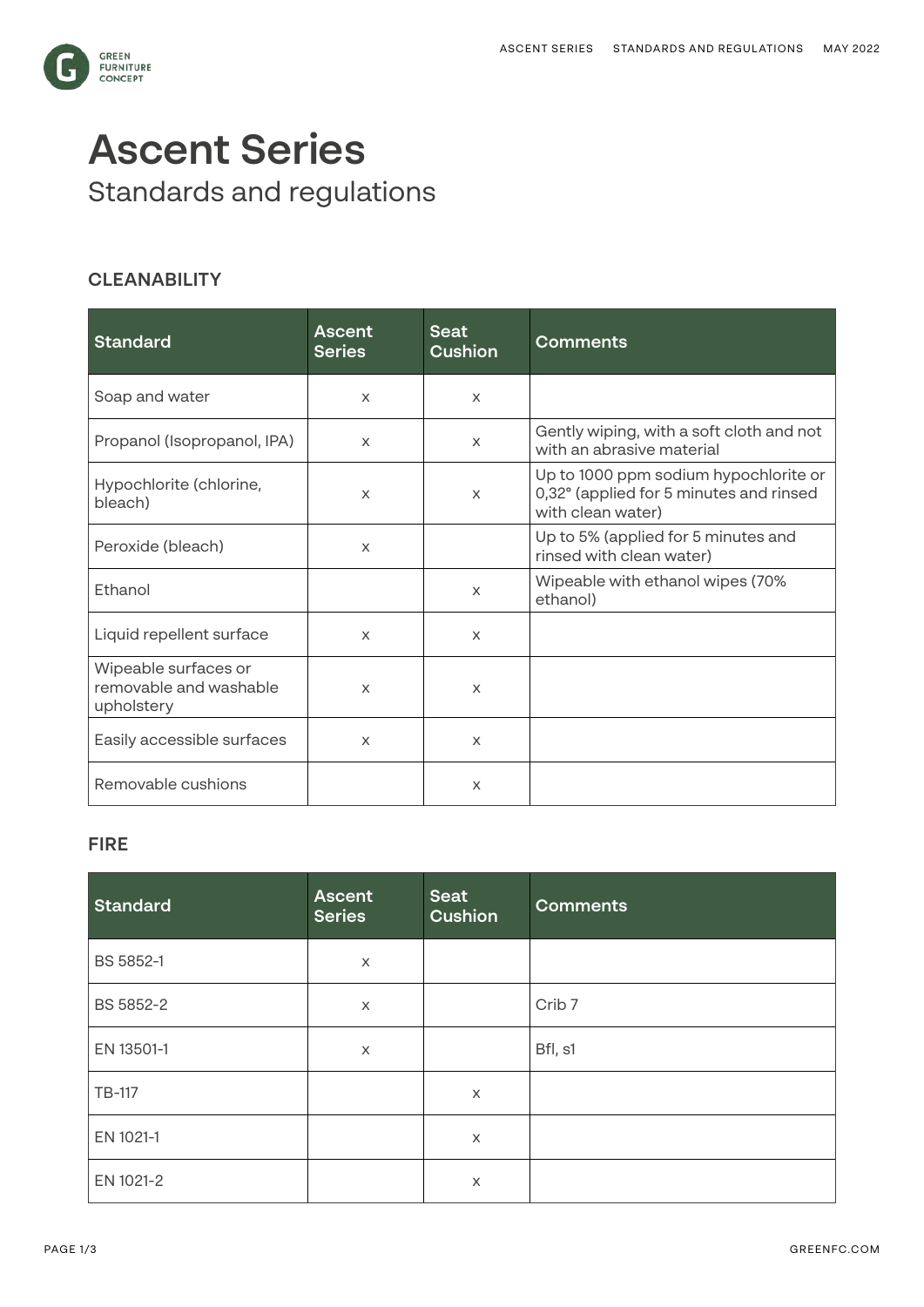# Ascent Series

## Standards and regulations

### CLEANABILITY

| Standard | Ascent Series | Seat Cushion | Comments |
|---|---|---|---|
| Soap and water | x | x | |
| Propanol (Isopropanol, IPA) | x | x | Gently wiping, with a soft cloth and not with an abrasive material |
| Hypochlorite (chlorine, bleach) | x | x | Up to 1000 ppm sodium hypochlorite or 0,32° (applied for 5 minutes and rinsed with clean water) |
| Peroxide (bleach) | x | | Up to 5% (applied for 5 minutes and rinsed with clean water) |
| Ethanol | | x | Wipeable with ethanol wipes (70% ethanol) |
| Liquid repellent surface | x | x | |
| Wipeable surfaces or removable and washable upholstery | x | x | |
| Easily accessible surfaces | x | x | |
| Removable cushions | | x | |

### FIRE

| Standard | Ascent Series | Seat Cushion | Comments |
|---|---|---|---|
| BS 5852-1 | x | | |
| BS 5852-2 | x | | Crib 7 |
| EN 13501-1 | x | | Bfl, s1 |
| TB-117 | | x | |
| EN 1021-1 | | x | |
| EN 1021-2 | | x | |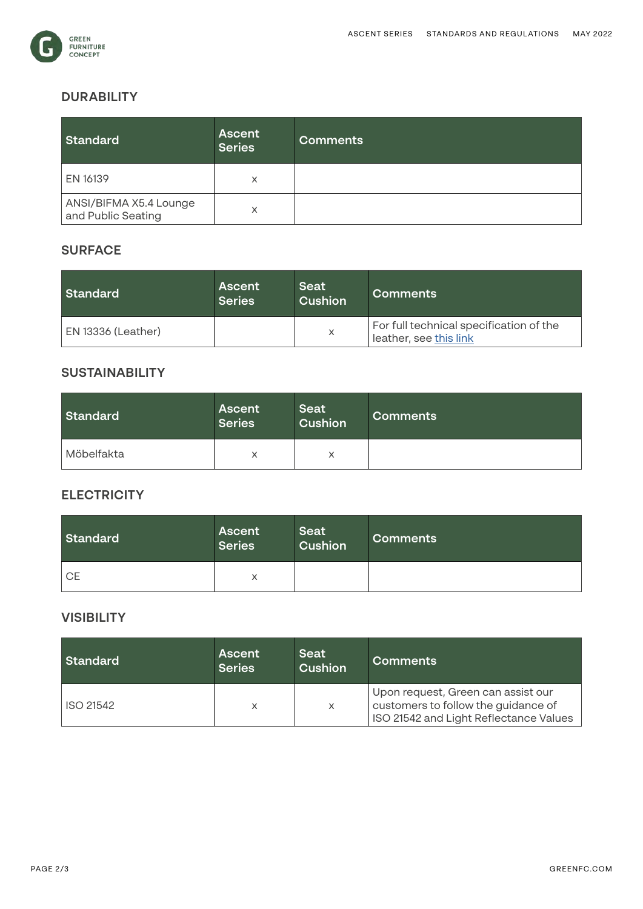## DURABILITY

| Standard | Ascent Series | Comments |
|---|---|---|
| EN 16139 | x | |
| ANSI/BIFMA X5.4 Lounge and Public Seating | x | |

## SURFACE

| Standard | Ascent Series | Seat Cushion | Comments |
|---|---|---|---|
| EN 13336 (Leather) | | x | For full technical specification of the leather, see this link |

## SUSTAINABILITY

| Standard | Ascent Series | Seat Cushion | Comments |
|---|---|---|---|
| Möbelfakta | x | x | |

## ELECTRICITY

| Standard | Ascent Series | Seat Cushion | Comments |
|---|---|---|---|
| CE | x | | |

## VISIBILITY

| Standard | Ascent Series | Seat Cushion | Comments |
|---|---|---|---|
| ISO 21542 | x | x | Upon request, Green can assist our customers to follow the guidance of ISO 21542 and Light Reflectance Values |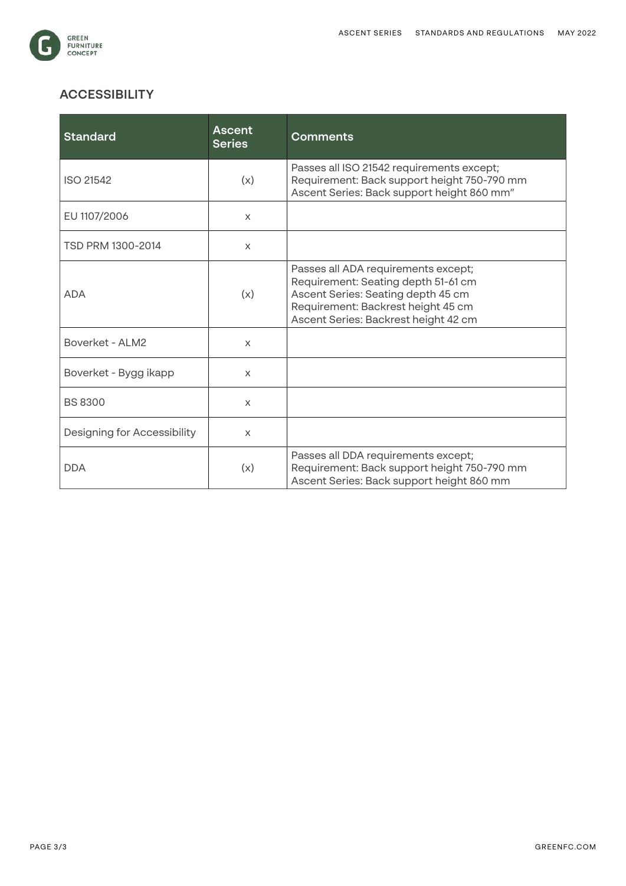## ACCESSIBILITY

| Standard | Ascent Series | Comments |
|---|---|---|
| ISO 21542 | (x) | Passes all ISO 21542 requirements except;<br>Requirement: Back support height 750-790 mm<br>Ascent Series: Back support height 860 mm" |
| EU 1107/2006 | x | |
| TSD PRM 1300-2014 | x | |
| ADA | (x) | Passes all ADA requirements except;<br>Requirement: Seating depth 51-61 cm<br>Ascent Series: Seating depth 45 cm<br>Requirement: Backrest height 45 cm<br>Ascent Series: Backrest height 42 cm |
| Boverket - ALM2 | x | |
| Boverket - Bygg ikapp | x | |
| BS 8300 | x | |
| Designing for Accessibility | x | |
| DDA | (x) | Passes all DDA requirements except;<br>Requirement: Back support height 750-790 mm<br>Ascent Series: Back support height 860 mm |